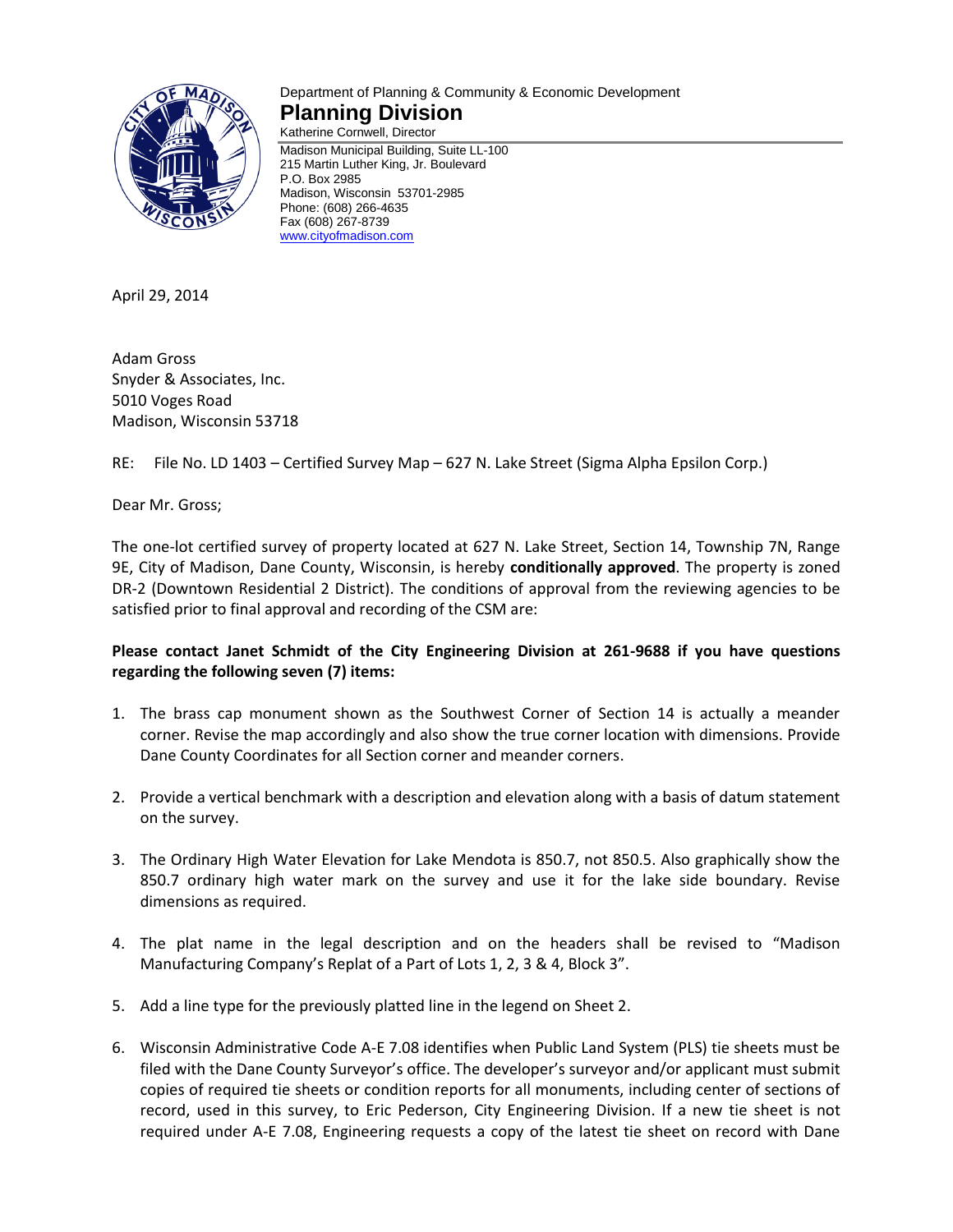Department of Planning & Community & Economic Development

# Planning Division

Katherine Cornwell, Director

Madison Municipal Building, Suite LL-100
215 Martin Luther King, Jr. Boulevard
P.O. Box 2985
Madison, Wisconsin 53701-2985
Phone: (608) 266-4635
Fax (608) 267-8739
www.cityofmadison.com

April 29, 2014

Adam Gross
Snyder & Associates, Inc.
5010 Voges Road
Madison, Wisconsin 53718

RE: File No. LD 1403 – Certified Survey Map – 627 N. Lake Street (Sigma Alpha Epsilon Corp.)

Dear Mr. Gross;

The one-lot certified survey of property located at 627 N. Lake Street, Section 14, Township 7N, Range 9E, City of Madison, Dane County, Wisconsin, is hereby **conditionally approved**. The property is zoned DR-2 (Downtown Residential 2 District). The conditions of approval from the reviewing agencies to be satisfied prior to final approval and recording of the CSM are:

**Please contact Janet Schmidt of the City Engineering Division at 261-9688 if you have questions regarding the following seven (7) items:**

1. The brass cap monument shown as the Southwest Corner of Section 14 is actually a meander corner. Revise the map accordingly and also show the true corner location with dimensions. Provide Dane County Coordinates for all Section corner and meander corners.

2. Provide a vertical benchmark with a description and elevation along with a basis of datum statement on the survey.

3. The Ordinary High Water Elevation for Lake Mendota is 850.7, not 850.5. Also graphically show the 850.7 ordinary high water mark on the survey and use it for the lake side boundary. Revise dimensions as required.

4. The plat name in the legal description and on the headers shall be revised to "Madison Manufacturing Company's Replat of a Part of Lots 1, 2, 3 & 4, Block 3".

5. Add a line type for the previously platted line in the legend on Sheet 2.

6. Wisconsin Administrative Code A-E 7.08 identifies when Public Land System (PLS) tie sheets must be filed with the Dane County Surveyor's office. The developer's surveyor and/or applicant must submit copies of required tie sheets or condition reports for all monuments, including center of sections of record, used in this survey, to Eric Pederson, City Engineering Division. If a new tie sheet is not required under A-E 7.08, Engineering requests a copy of the latest tie sheet on record with Dane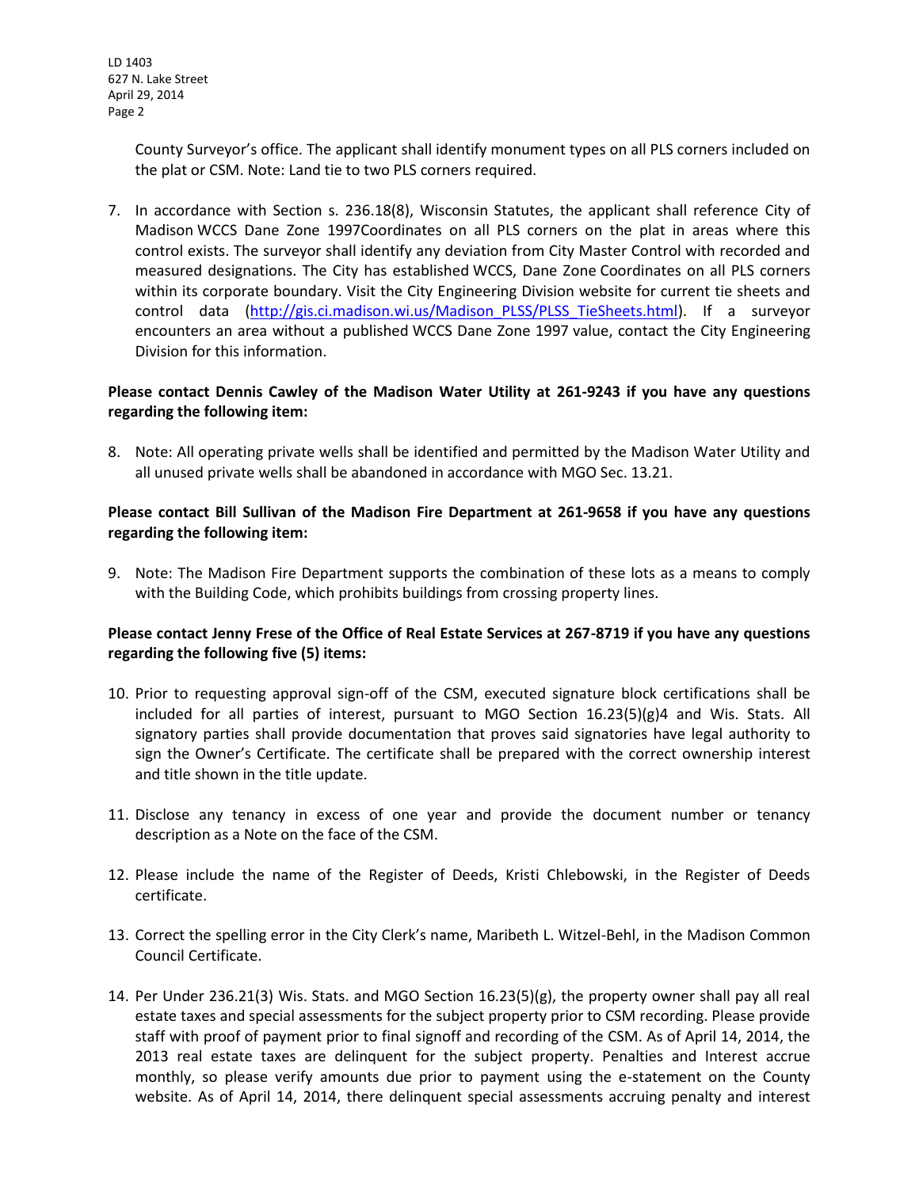County Surveyor's office. The applicant shall identify monument types on all PLS corners included on the plat or CSM. Note: Land tie to two PLS corners required.

7. In accordance with Section s. 236.18(8), Wisconsin Statutes, the applicant shall reference City of Madison WCCS Dane Zone 1997Coordinates on all PLS corners on the plat in areas where this control exists. The surveyor shall identify any deviation from City Master Control with recorded and measured designations. The City has established WCCS, Dane Zone Coordinates on all PLS corners within its corporate boundary. Visit the City Engineering Division website for current tie sheets and control data (http://gis.ci.madison.wi.us/Madison_PLSS/PLSS_TieSheets.html). If a surveyor encounters an area without a published WCCS Dane Zone 1997 value, contact the City Engineering Division for this information.

**Please contact Dennis Cawley of the Madison Water Utility at 261-9243 if you have any questions regarding the following item:**

8. Note: All operating private wells shall be identified and permitted by the Madison Water Utility and all unused private wells shall be abandoned in accordance with MGO Sec. 13.21.

**Please contact Bill Sullivan of the Madison Fire Department at 261-9658 if you have any questions regarding the following item:**

9. Note: The Madison Fire Department supports the combination of these lots as a means to comply with the Building Code, which prohibits buildings from crossing property lines.

**Please contact Jenny Frese of the Office of Real Estate Services at 267-8719 if you have any questions regarding the following five (5) items:**

10. Prior to requesting approval sign-off of the CSM, executed signature block certifications shall be included for all parties of interest, pursuant to MGO Section 16.23(5)(g)4 and Wis. Stats. All signatory parties shall provide documentation that proves said signatories have legal authority to sign the Owner's Certificate. The certificate shall be prepared with the correct ownership interest and title shown in the title update.

11. Disclose any tenancy in excess of one year and provide the document number or tenancy description as a Note on the face of the CSM.

12. Please include the name of the Register of Deeds, Kristi Chlebowski, in the Register of Deeds certificate.

13. Correct the spelling error in the City Clerk's name, Maribeth L. Witzel-Behl, in the Madison Common Council Certificate.

14. Per Under 236.21(3) Wis. Stats. and MGO Section 16.23(5)(g), the property owner shall pay all real estate taxes and special assessments for the subject property prior to CSM recording. Please provide staff with proof of payment prior to final signoff and recording of the CSM. As of April 14, 2014, the 2013 real estate taxes are delinquent for the subject property. Penalties and Interest accrue monthly, so please verify amounts due prior to payment using the e-statement on the County website. As of April 14, 2014, there delinquent special assessments accruing penalty and interest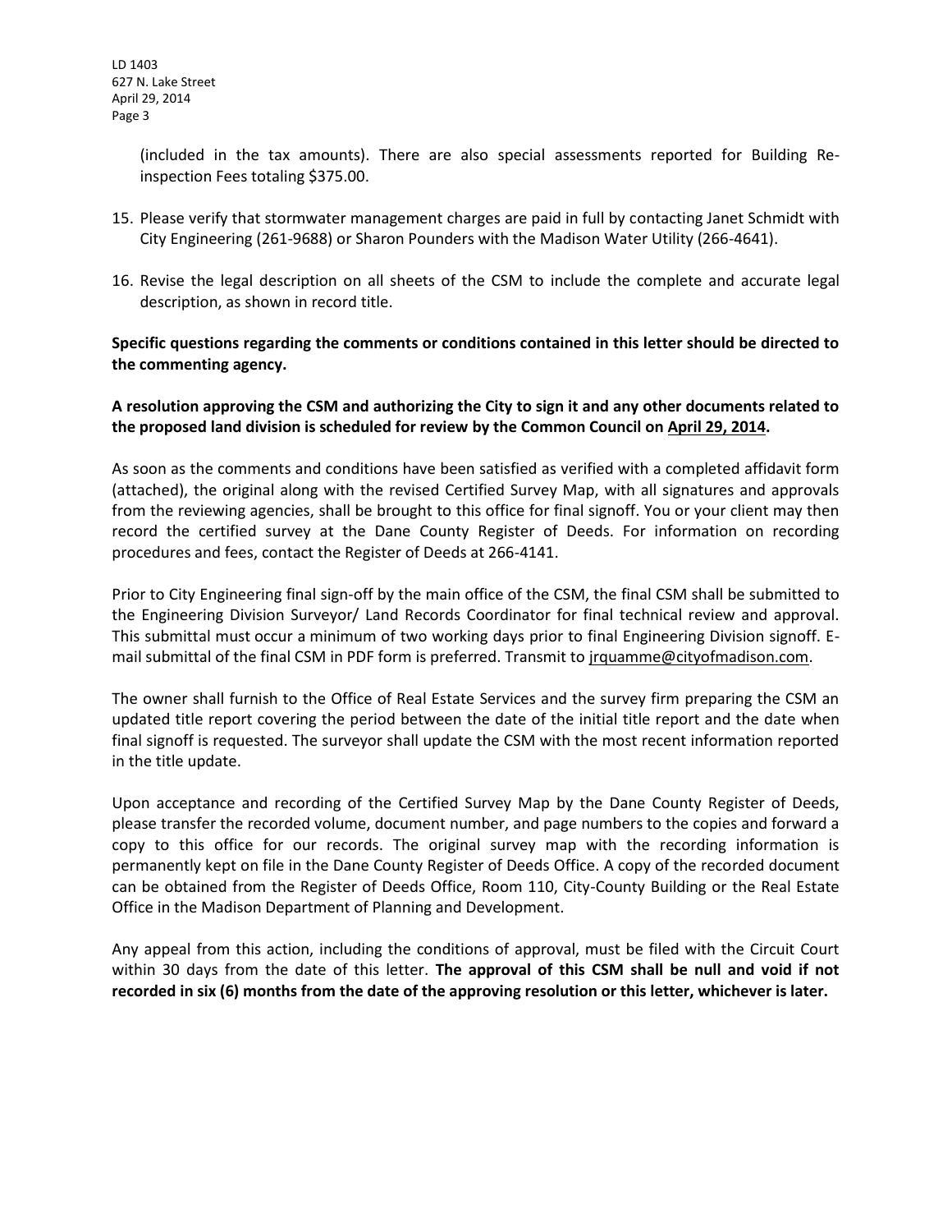(included in the tax amounts). There are also special assessments reported for Building Re-inspection Fees totaling $375.00.

15. Please verify that stormwater management charges are paid in full by contacting Janet Schmidt with City Engineering (261-9688) or Sharon Pounders with the Madison Water Utility (266-4641).

16. Revise the legal description on all sheets of the CSM to include the complete and accurate legal description, as shown in record title.

**Specific questions regarding the comments or conditions contained in this letter should be directed to the commenting agency.**

**A resolution approving the CSM and authorizing the City to sign it and any other documents related to the proposed land division is scheduled for review by the Common Council on April 29, 2014.**

As soon as the comments and conditions have been satisfied as verified with a completed affidavit form (attached), the original along with the revised Certified Survey Map, with all signatures and approvals from the reviewing agencies, shall be brought to this office for final signoff. You or your client may then record the certified survey at the Dane County Register of Deeds. For information on recording procedures and fees, contact the Register of Deeds at 266-4141.

Prior to City Engineering final sign-off by the main office of the CSM, the final CSM shall be submitted to the Engineering Division Surveyor/ Land Records Coordinator for final technical review and approval. This submittal must occur a minimum of two working days prior to final Engineering Division signoff. E-mail submittal of the final CSM in PDF form is preferred. Transmit to jrquamme@cityofmadison.com.

The owner shall furnish to the Office of Real Estate Services and the survey firm preparing the CSM an updated title report covering the period between the date of the initial title report and the date when final signoff is requested. The surveyor shall update the CSM with the most recent information reported in the title update.

Upon acceptance and recording of the Certified Survey Map by the Dane County Register of Deeds, please transfer the recorded volume, document number, and page numbers to the copies and forward a copy to this office for our records. The original survey map with the recording information is permanently kept on file in the Dane County Register of Deeds Office. A copy of the recorded document can be obtained from the Register of Deeds Office, Room 110, City-County Building or the Real Estate Office in the Madison Department of Planning and Development.

Any appeal from this action, including the conditions of approval, must be filed with the Circuit Court within 30 days from the date of this letter. **The approval of this CSM shall be null and void if not recorded in six (6) months from the date of the approving resolution or this letter, whichever is later.**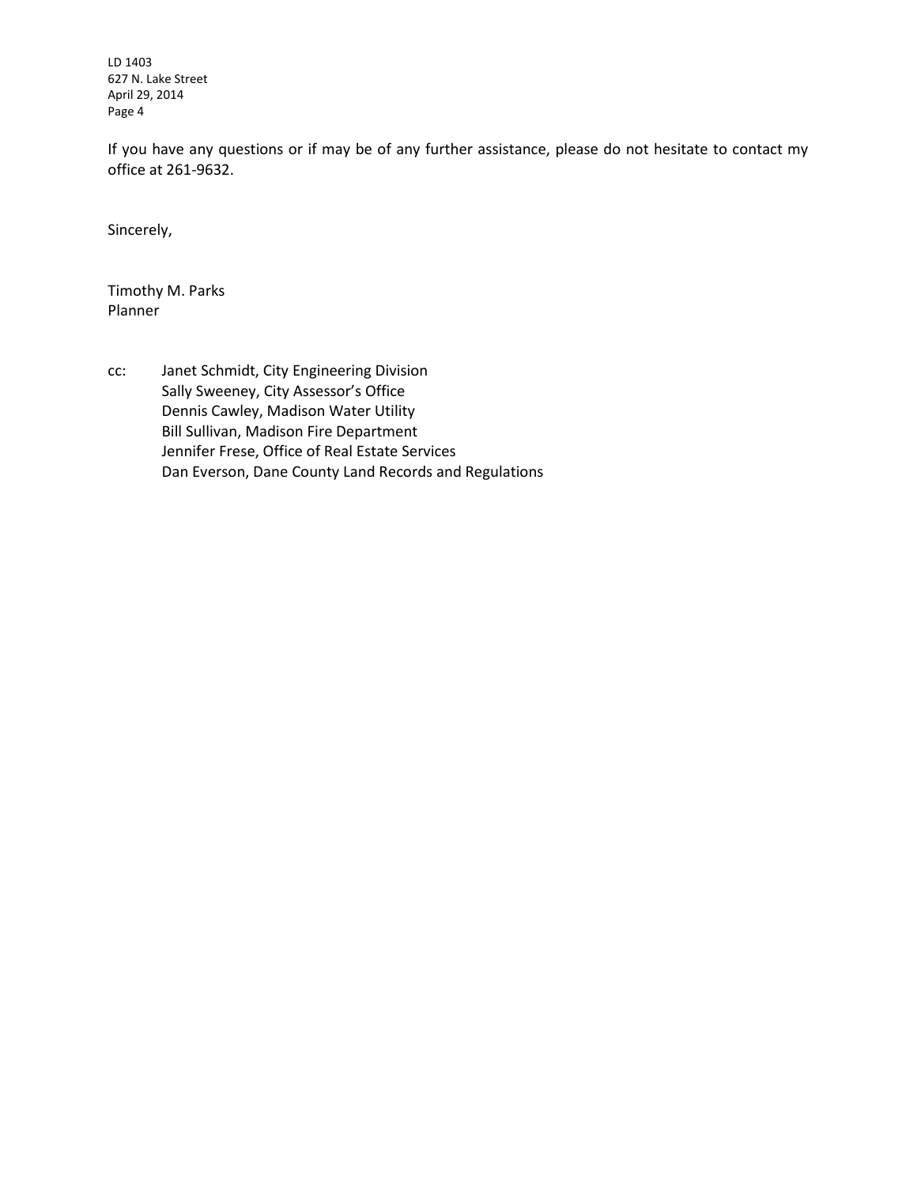If you have any questions or if may be of any further assistance, please do not hesitate to contact my office at 261-9632.

Sincerely,

Timothy M. Parks
Planner

cc: Janet Schmidt, City Engineering Division
Sally Sweeney, City Assessor's Office
Dennis Cawley, Madison Water Utility
Bill Sullivan, Madison Fire Department
Jennifer Frese, Office of Real Estate Services
Dan Everson, Dane County Land Records and Regulations